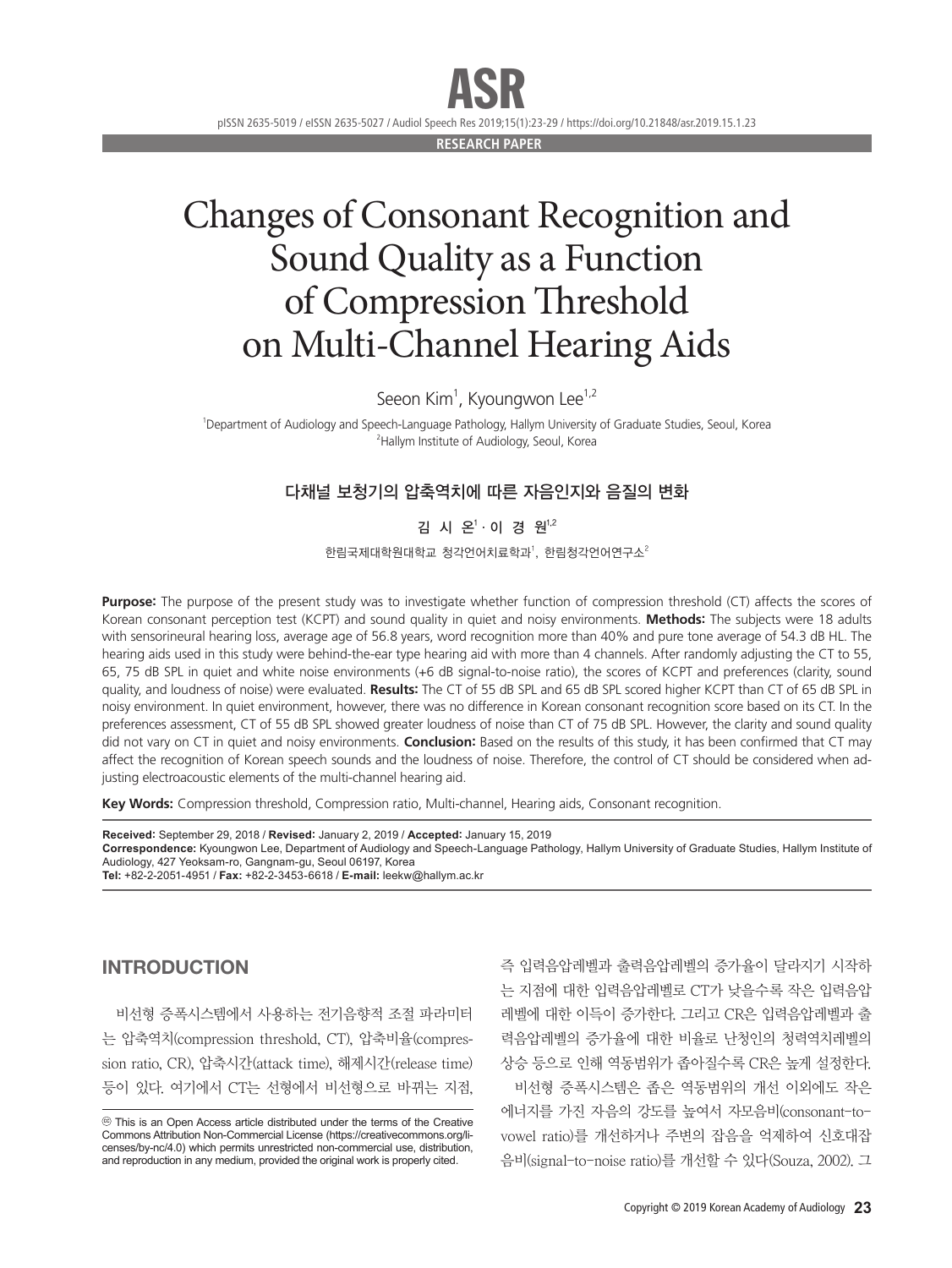RESEARCH PAPER

# Changes of Consonant Recognition and Sound Quality as a Function of Compression Threshold on Multi-Channel Hearing Aids

Seeon Kim[1], Kyoungwon Lee[1,2]

[1]Department of Audiology and Speech-Language Pathology, Hallym University of Graduate Studies, Seoul, Korea
[2]Hallym Institute of Audiology, Seoul, Korea

## 다채널 보청기의 압축역치에 따른 자음인지와 음질의 변화

김 시 온[1] · 이 경 원[1,2]

한림국제대학원대학교 청각언어치료학과[1], 한림청각언어연구소[2]

**Purpose:** The purpose of the present study was to investigate whether function of compression threshold (CT) affects the scores of Korean consonant perception test (KCPT) and sound quality in quiet and noisy environments. **Methods:** The subjects were 18 adults with sensorineural hearing loss, average age of 56.8 years, word recognition more than 40% and pure tone average of 54.3 dB HL. The hearing aids used in this study were behind-the-ear type hearing aid with more than 4 channels. After randomly adjusting the CT to 55, 65, 75 dB SPL in quiet and white noise environments (+6 dB signal-to-noise ratio), the scores of KCPT and preferences (clarity, sound quality, and loudness of noise) were evaluated. **Results:** The CT of 55 dB SPL and 65 dB SPL scored higher KCPT than CT of 65 dB SPL in noisy environment. In quiet environment, however, there was no difference in Korean consonant recognition score based on its CT. In the preferences assessment, CT of 55 dB SPL showed greater loudness of noise than CT of 75 dB SPL. However, the clarity and sound quality did not vary on CT in quiet and noisy environments. **Conclusion:** Based on the results of this study, it has been confirmed that CT may affect the recognition of Korean speech sounds and the loudness of noise. Therefore, the control of CT should be considered when adjusting electroacoustic elements of the multi-channel hearing aid.

**Key Words:** Compression threshold, Compression ratio, Multi-channel, Hearing aids, Consonant recognition.

**Received:** September 29, 2018 / **Revised:** January 2, 2019 / **Accepted:** January 15, 2019
**Correspondence:** Kyoungwon Lee, Department of Audiology and Speech-Language Pathology, Hallym University of Graduate Studies, Hallym Institute of Audiology, 427 Yeoksam-ro, Gangnam-gu, Seoul 06197, Korea
**Tel:** +82-2-2051-4951 / **Fax:** +82-2-3453-6618 / **E-mail:** leekw@hallym.ac.kr

## INTRODUCTION

비선형 증폭시스템에서 사용하는 전기음향적 조절 파라미터는 압축역치(compression threshold, CT), 압축비율(compression ratio, CR), 압축시간(attack time), 해제시간(release time) 등이 있다. 여기에서 CT는 선형에서 비선형으로 바뀌는 지점, 즉 입력음압레벨과 출력음압레벨의 증가율이 달라지기 시작하는 지점에 대한 입력음압레벨로 CT가 낮을수록 작은 입력음압레벨에 대한 이득이 증가한다. 그리고 CR은 입력음압레벨과 출력음압레벨의 증가율에 대한 비율로 난청인의 청력역치레벨의 상승 등으로 인해 역동범위가 좁아질수록 CR은 높게 설정한다.

비선형 증폭시스템은 좁은 역동범위의 개선 이외에도 작은 에너지를 가진 자음의 강도를 높여서 자모음비(consonant-to-vowel ratio)를 개선하거나 주변의 잡음을 억제하여 신호대잡음비(signal-to-noise ratio)를 개선할 수 있다(Souza, 2002). 그

ⓒ This is an Open Access article distributed under the terms of the Creative Commons Attribution Non-Commercial License (https://creativecommons.org/licenses/by-nc/4.0) which permits unrestricted non-commercial use, distribution, and reproduction in any medium, provided the original work is properly cited.

Copyright © 2019 Korean Academy of Audiology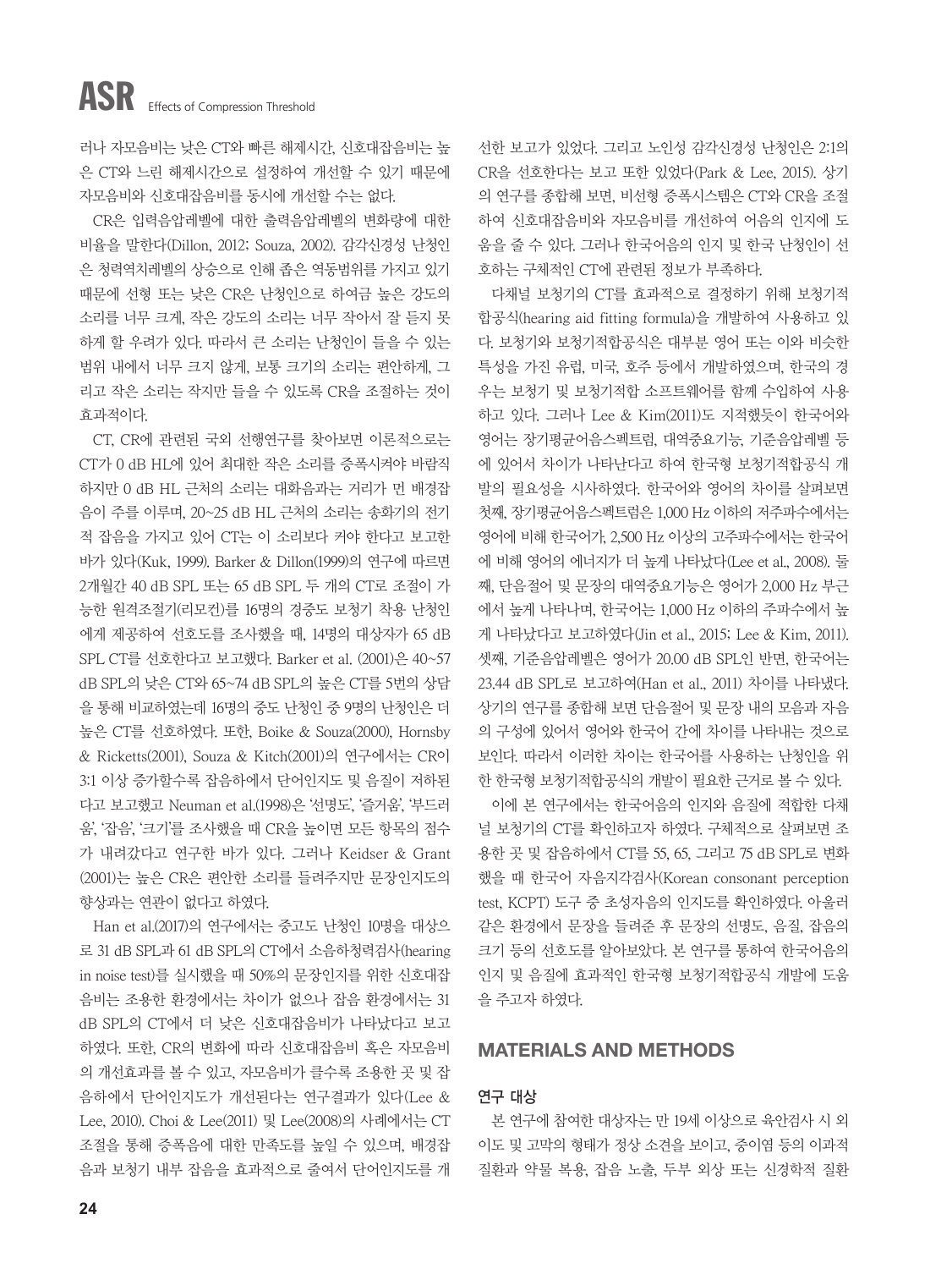러나 자모음비는 낮은 CT와 빠른 해제시간, 신호대잡음비는 높은 CT와 느린 해제시간으로 설정하여 개선할 수 있기 때문에 자모음비와 신호대잡음비를 동시에 개선할 수는 없다.

CR은 입력음압레벨에 대한 출력음압레벨의 변화량에 대한 비율을 말한다(Dillon, 2012; Souza, 2002). 감각신경성 난청인은 청력역치레벨의 상승으로 인해 좁은 역동범위를 가지고 있기 때문에 선형 또는 낮은 CR은 난청인으로 하여금 높은 강도의 소리를 너무 크게, 작은 강도의 소리는 너무 작아서 잘 듣지 못하게 할 우려가 있다. 따라서 큰 소리는 난청인이 들을 수 있는 범위 내에서 너무 크지 않게, 보통 크기의 소리는 편안하게, 그리고 작은 소리는 작지만 들을 수 있도록 CR을 조절하는 것이 효과적이다.

CT, CR에 관련된 국외 선행연구를 찾아보면 이론적으로는 CT가 0 dB HL에 있어 최대한 작은 소리를 증폭시켜야 바람직하지만 0 dB HL 근처의 소리는 대화음과는 거리가 먼 배경잡음이 주를 이루며, 20~25 dB HL 근처의 소리는 송화기의 전기적 잡음을 가지고 있어 CT는 이 소리보다 커야 한다고 보고한 바가 있다(Kuk, 1999). Barker & Dillon(1999)의 연구에 따르면 2개월간 40 dB SPL 또는 65 dB SPL 두 개의 CT로 조절이 가능한 원격조절기(리모컨)를 16명의 경중도 보청기 착용 난청인에게 제공하여 선호도를 조사했을 때, 14명의 대상자가 65 dB SPL CT를 선호한다고 보고했다. Barker et al. (2001)은 40~57 dB SPL의 낮은 CT와 65~74 dB SPL의 높은 CT를 5번의 상담을 통해 비교하였는데 16명의 중도 난청인 중 9명의 난청인은 더 높은 CT를 선호하였다. 또한, Boike & Souza(2000), Hornsby & Ricketts(2001), Souza & Kitch(2001)의 연구에서는 CR이 3:1 이상 증가할수록 잡음하에서 단어인지도 및 음질이 저하된다고 보고했고 Neuman et al.(1998)은 '선명도', '즐거움', '부드러움', '잡음', '크기'를 조사했을 때 CR을 높이면 모든 항목의 점수가 내려갔다고 연구한 바가 있다. 그러나 Keidser & Grant (2001)는 높은 CR은 편안한 소리를 들려주지만 문장인지도의 향상과는 연관이 없다고 하였다.

Han et al.(2017)의 연구에서는 중고도 난청인 10명을 대상으로 31 dB SPL과 61 dB SPL의 CT에서 소음하청력검사(hearing in noise test)를 실시했을 때 50%의 문장인지를 위한 신호대잡음비는 조용한 환경에서는 차이가 없으나 잡음 환경에서는 31 dB SPL의 CT에서 더 낮은 신호대잡음비가 나타났다고 보고하였다. 또한, CR의 변화에 따라 신호대잡음비 혹은 자모음비의 개선효과를 볼 수 있고, 자모음비가 클수록 조용한 곳 및 잡음하에서 단어인지도가 개선된다는 연구결과가 있다(Lee & Lee, 2010). Choi & Lee(2011) 및 Lee(2008)의 사례에서는 CT 조절을 통해 증폭음에 대한 만족도를 높일 수 있으며, 배경잡음과 보청기 내부 잡음을 효과적으로 줄여서 단어인지도를 개선한 보고가 있었다. 그리고 노인성 감각신경성 난청인은 2:1의 CR을 선호한다는 보고 또한 있었다(Park & Lee, 2015). 상기의 연구를 종합해 보면, 비선형 증폭시스템은 CT와 CR을 조절하여 신호대잡음비와 자모음비를 개선하여 어음의 인지에 도움을 줄 수 있다. 그러나 한국어음의 인지 및 한국 난청인이 선호하는 구체적인 CT에 관련된 정보가 부족하다.

다채널 보청기의 CT를 효과적으로 결정하기 위해 보청기적합공식(hearing aid fitting formula)을 개발하여 사용하고 있다. 보청기와 보청기적합공식은 대부분 영어 또는 이와 비슷한 특성을 가진 유럽, 미국, 호주 등에서 개발하였으며, 한국의 경우는 보청기 및 보청기적합 소프트웨어를 함께 수입하여 사용하고 있다. 그러나 Lee & Kim(2011)도 지적했듯이 한국어와 영어는 장기평균어음스펙트럼, 대역중요기능, 기준음압레벨 등에 있어서 차이가 나타난다고 하여 한국형 보청기적합공식 개발의 필요성을 시사하였다. 한국어와 영어의 차이를 살펴보면 첫째, 장기평균어음스펙트럼은 1,000 Hz 이하의 저주파수에서는 영어에 비해 한국어가, 2,500 Hz 이상의 고주파수에서는 한국어에 비해 영어의 에너지가 더 높게 나타났다(Lee et al., 2008). 둘째, 단음절어 및 문장의 대역중요기능은 영어가 2,000 Hz 부근에서 높게 나타나며, 한국어는 1,000 Hz 이하의 주파수에서 높게 나타났다고 보고하였다(Jin et al., 2015; Lee & Kim, 2011). 셋째, 기준음압레벨은 영어가 20.00 dB SPL인 반면, 한국어는 23.44 dB SPL로 보고하여(Han et al., 2011) 차이를 나타냈다. 상기의 연구를 종합해 보면 단음절어 및 문장 내의 모음과 자음의 구성에 있어서 영어와 한국어 간에 차이를 나타내는 것으로 보인다. 따라서 이러한 차이는 한국어를 사용하는 난청인을 위한 한국형 보청기적합공식의 개발이 필요한 근거로 볼 수 있다.

이에 본 연구에서는 한국어음의 인지와 음질에 적합한 다채널 보청기의 CT를 확인하고자 하였다. 구체적으로 살펴보면 조용한 곳 및 잡음하에서 CT를 55, 65, 그리고 75 dB SPL로 변화했을 때 한국어 자음지각검사(Korean consonant perception test, KCPT) 도구 중 초성자음의 인지도를 확인하였다. 아울러 같은 환경에서 문장을 들려준 후 문장의 선명도, 음질, 잡음의 크기 등의 선호도를 알아보았다. 본 연구를 통하여 한국어음의 인지 및 음질에 효과적인 한국형 보청기적합공식 개발에 도움을 주고자 하였다.

## MATERIALS AND METHODS

### 연구 대상

본 연구에 참여한 대상자는 만 19세 이상으로 육안검사 시 외이도 및 고막의 형태가 정상 소견을 보이고, 중이염 등의 이과적 질환과 약물 복용, 잡음 노출, 두부 외상 또는 신경학적 질환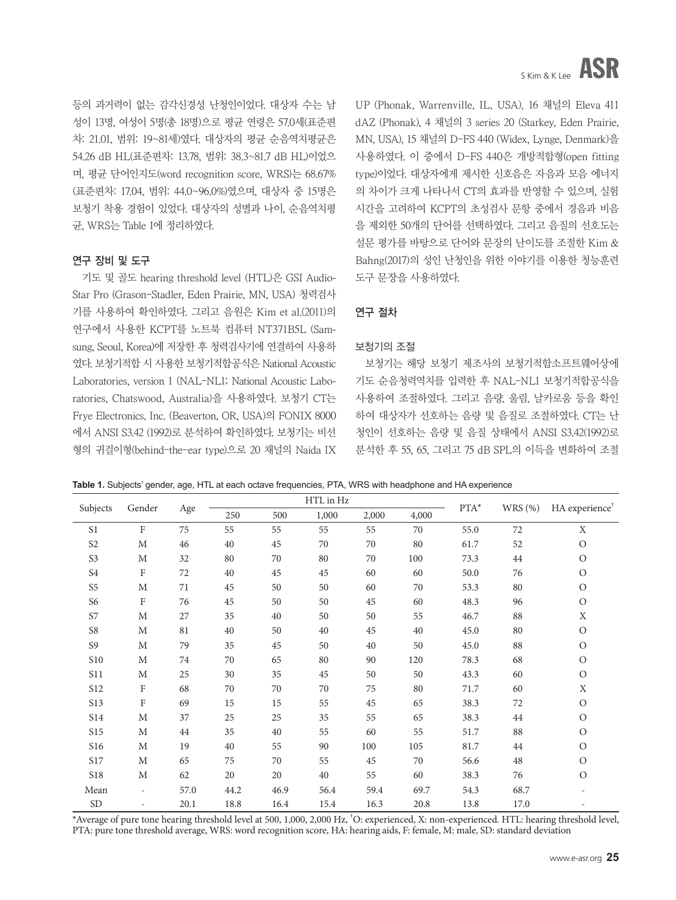등의 과거력이 없는 감각신경성 난청인이었다. 대상자 수는 남성이 13명, 여성이 5명(총 18명)으로 평균 연령은 57.0세(표준편차: 21.01, 범위: 19~81세)였다. 대상자의 평균 순음역치평균은 54.26 dB HL(표준편차: 13.78, 범위: 38.3~81.7 dB HL)이었으며, 평균 단어인지도(word recognition score, WRS)는 68.67%(표준편차: 17.04, 범위: 44.0~96.0%)였으며, 대상자 중 15명은 보청기 착용 경험이 있었다. 대상자의 성별과 나이, 순음역치평균, WRS는 Table 1에 정리하였다.

### 연구 장비 및 도구

기도 및 골도 hearing threshold level (HTL)은 GSI AudioStar Pro (Grason-Stadler, Eden Prairie, MN, USA) 청력검사기를 사용하여 확인하였다. 그리고 음원은 Kim et al.(2011)의 연구에서 사용한 KCPT를 노트북 컴퓨터 NT371B5L (Samsung, Seoul, Korea)에 저장한 후 청력검사기에 연결하여 사용하였다. 보청기적합 시 사용한 보청기적합공식은 National Acoustic Laboratories, version 1 (NAL-NL1; National Acoustic Laboratories, Chatswood, Australia)을 사용하였다. 보청기 CT는 Frye Electronics, Inc. (Beaverton, OR, USA)의 FONIX 8000에서 ANSI S3.42 (1992)로 분석하여 확인하였다. 보청기는 비선형의 귀걸이형(behind-the-ear type)으로 20 채널의 Naida IX UP (Phonak, Warrenville, IL, USA), 16 채널의 Eleva 411 dAZ (Phonak), 4 채널의 3 series 20 (Starkey, Eden Prairie, MN, USA), 15 채널의 D-FS 440 (Widex, Lynge, Denmark)을 사용하였다. 이 중에서 D-FS 440은 개방적합형(open fitting type)이었다. 대상자에게 제시한 신호음은 자음과 모음 에너지의 차이가 크게 나타나서 CT의 효과를 반영할 수 있으며, 실험 시간을 고려하여 KCPT의 초성검사 문항 중에서 경음과 비음을 제외한 50개의 단어를 선택하였다. 그리고 음질의 선호도는 설문 평가를 바탕으로 단어와 문장의 난이도를 조절한 Kim & Bahng(2017)의 성인 난청인을 위한 이야기를 이용한 청능훈련 도구 문장을 사용하였다.

### 연구 절차

#### 보청기의 조절

보청기는 해당 보청기 제조사의 보청기적합소프트웨어상에 기도 순음청력역치를 입력한 후 NAL-NL1 보청기적합공식을 사용하여 조절하였다. 그리고 음량, 울림, 날카로움 등을 확인하여 대상자가 선호하는 음량 및 음질로 조절하였다. CT는 난청인이 선호하는 음량 및 음질 상태에서 ANSI S3.42(1992)로 분석한 후 55, 65, 그리고 75 dB SPL의 이득을 변화하여 조절

**Table 1.** Subjects' gender, age, HTL at each octave frequencies, PTA, WRS with headphone and HA experience

| Subjects | Gender | Age | HTL in Hz | | | | | PTA* | WRS (%) | HA experience† |
|---|---|---|---|---|---|---|---|---|---|---|
| | | | 250 | 500 | 1,000 | 2,000 | 4,000 | | | |
| S1 | F | 75 | 55 | 55 | 55 | 55 | 70 | 55.0 | 72 | X |
| S2 | M | 46 | 40 | 45 | 70 | 70 | 80 | 61.7 | 52 | O |
| S3 | M | 32 | 80 | 70 | 80 | 70 | 100 | 73.3 | 44 | O |
| S4 | F | 72 | 40 | 45 | 45 | 60 | 60 | 50.0 | 76 | O |
| S5 | M | 71 | 45 | 50 | 50 | 60 | 70 | 53.3 | 80 | O |
| S6 | F | 76 | 45 | 50 | 50 | 45 | 60 | 48.3 | 96 | O |
| S7 | M | 27 | 35 | 40 | 50 | 50 | 55 | 46.7 | 88 | X |
| S8 | M | 81 | 40 | 50 | 40 | 45 | 40 | 45.0 | 80 | O |
| S9 | M | 79 | 35 | 45 | 50 | 40 | 50 | 45.0 | 88 | O |
| S10 | M | 74 | 70 | 65 | 80 | 90 | 120 | 78.3 | 68 | O |
| S11 | M | 25 | 30 | 35 | 45 | 50 | 50 | 43.3 | 60 | O |
| S12 | F | 68 | 70 | 70 | 70 | 75 | 80 | 71.7 | 60 | X |
| S13 | F | 69 | 15 | 15 | 55 | 45 | 65 | 38.3 | 72 | O |
| S14 | M | 37 | 25 | 25 | 35 | 55 | 65 | 38.3 | 44 | O |
| S15 | M | 44 | 35 | 40 | 55 | 60 | 55 | 51.7 | 88 | O |
| S16 | M | 19 | 40 | 55 | 90 | 100 | 105 | 81.7 | 44 | O |
| S17 | M | 65 | 75 | 70 | 55 | 45 | 70 | 56.6 | 48 | O |
| S18 | M | 62 | 20 | 20 | 40 | 55 | 60 | 38.3 | 76 | O |
| Mean | - | 57.0 | 44.2 | 46.9 | 56.4 | 59.4 | 69.7 | 54.3 | 68.7 | - |
| SD | - | 20.1 | 18.8 | 16.4 | 15.4 | 16.3 | 20.8 | 13.8 | 17.0 | - |

*Average of pure tone hearing threshold level at 500, 1,000, 2,000 Hz, †O: experienced, X: non-experienced. HTL: hearing threshold level, PTA: pure tone threshold average, WRS: word recognition score, HA: hearing aids, F: female, M: male, SD: standard deviation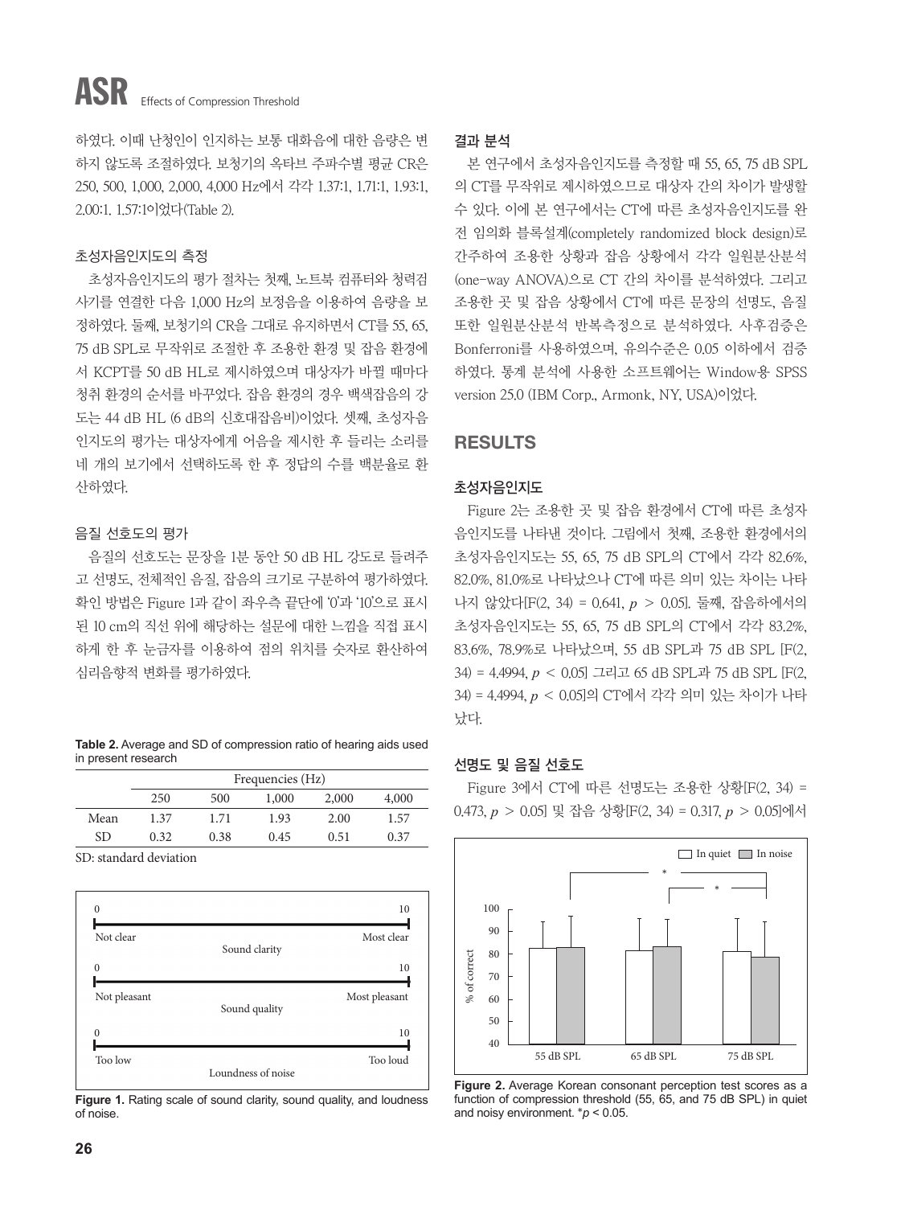하였다. 이때 난청인이 인지하는 보통 대화음에 대한 음량은 변하지 않도록 조절하였다. 보청기의 옥타브 주파수별 평균 CR은 250, 500, 1,000, 2,000, 4,000 Hz에서 각각 1.37:1, 1.71:1, 1.93:1, 2.00:1, 1.57:1이었다(Table 2).

### 초성자음인지도의 측정

초성자음인지도의 평가 절차는 첫째, 노트북 컴퓨터와 청력검사기를 연결한 다음 1,000 Hz의 보정음을 이용하여 음량을 보정하였다. 둘째, 보청기의 CR을 그대로 유지하면서 CT를 55, 65, 75 dB SPL로 무작위로 조절한 후 조용한 환경 및 잡음 환경에서 KCPT를 50 dB HL로 제시하였으며 대상자가 바뀔 때마다 청취 환경의 순서를 바꾸었다. 잡음 환경의 경우 백색잡음의 강도는 44 dB HL (6 dB의 신호대잡음비)이었다. 셋째, 초성자음인지도의 평가는 대상자에게 어음을 제시한 후 들리는 소리를 네 개의 보기에서 선택하도록 한 후 정답의 수를 백분율로 환산하였다.

### 음질 선호도의 평가

음질의 선호도는 문장을 1분 동안 50 dB HL 강도로 들려주고 선명도, 전체적인 음질, 잡음의 크기로 구분하여 평가하였다. 확인 방법은 Figure 1과 같이 좌우측 끝단에 '0'과 '10'으로 표시된 10 cm의 직선 위에 해당하는 설문에 대한 느낌을 직접 표시하게 한 후 눈금자를 이용하여 점의 위치를 숫자로 환산하여 심리음향적 변화를 평가하였다.

**Table 2.** Average and SD of compression ratio of hearing aids used in present research

| | Frequencies (Hz) | | | | |
|---|---|---|---|---|---|
| | 250 | 500 | 1,000 | 2,000 | 4,000 |
| Mean | 1.37 | 1.71 | 1.93 | 2.00 | 1.57 |
| SD | 0.32 | 0.38 | 0.45 | 0.51 | 0.37 |

SD: standard deviation

**Figure 1.** Rating scale of sound clarity, sound quality, and loudness of noise.

### 결과 분석

본 연구에서 초성자음인지도를 측정할 때 55, 65, 75 dB SPL의 CT를 무작위로 제시하였으므로 대상자 간의 차이가 발생할 수 있다. 이에 본 연구에서는 CT에 따른 초성자음인지도를 완전 임의화 블록설계(completely randomized block design)로 간주하여 조용한 상황과 잡음 상황에서 각각 일원분산분석(one-way ANOVA)으로 CT 간의 차이를 분석하였다. 그리고 조용한 곳 및 잡음 상황에서 CT에 따른 문장의 선명도, 음질 또한 일원분산분석 반복측정으로 분석하였다. 사후검증은 Bonferroni를 사용하였으며, 유의수준은 0.05 이하에서 검증하였다. 통계 분석에 사용한 소프트웨어는 Window용 SPSS version 25.0 (IBM Corp., Armonk, NY, USA)이었다.

## RESULTS

### 초성자음인지도

Figure 2는 조용한 곳 및 잡음 환경에서 CT에 따른 초성자음인지도를 나타낸 것이다. 그림에서 첫째, 조용한 환경에서의 초성자음인지도는 55, 65, 75 dB SPL의 CT에서 각각 82.6%, 82.0%, 81.0%로 나타났으나 CT에 따른 의미 있는 차이는 나타나지 않았다[$F(2, 34) = 0.641$, $p > 0.05$]. 둘째, 잡음하에서의 초성자음인지도는 55, 65, 75 dB SPL의 CT에서 각각 83.2%, 83.6%, 78.9%로 나타났으며, 55 dB SPL과 75 dB SPL [$F(2, 34) = 4.4994$, $p < 0.05$] 그리고 65 dB SPL과 75 dB SPL [$F(2, 34) = 4.4994$, $p < 0.05$]의 CT에서 각각 의미 있는 차이가 나타났다.

**Figure 2.** Average Korean consonant perception test scores as a function of compression threshold (55, 65, and 75 dB SPL) in quiet and noisy environment. *$p < 0.05$.

### 선명도 및 음질 선호도

Figure 3에서 CT에 따른 선명도는 조용한 상황[$F(2, 34) = 0.473$, $p > 0.05$] 및 잡음 상황[$F(2, 34) = 0.317$, $p > 0.05$]에서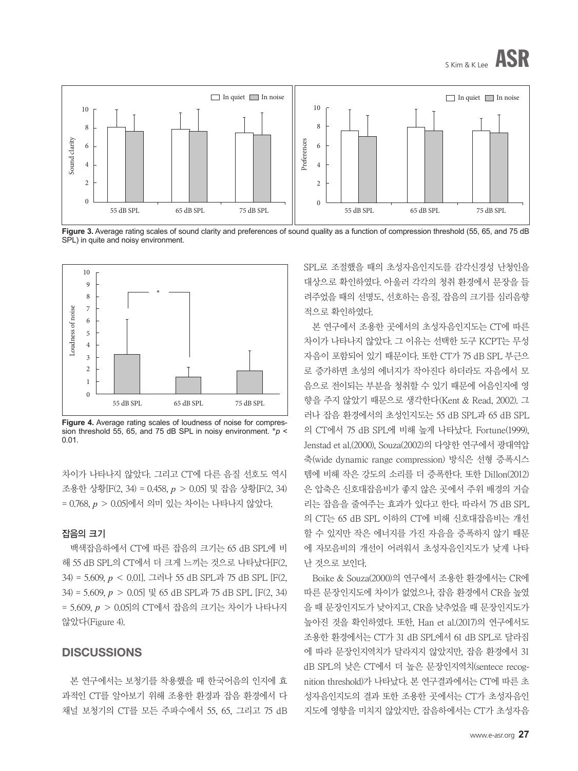**Figure 3.** Average rating scales of sound clarity and preferences of sound quality as a function of compression threshold (55, 65, and 75 dB SPL) in quite and noisy environment.

**Figure 4.** Average rating scales of loudness of noise for compression threshold 55, 65, and 75 dB SPL in noisy environment. *$p < 0.01$.

차이가 나타나지 않았다. 그리고 CT에 다른 음질 선호도 역시 조용한 상황[$F(2, 34) = 0.458$, $p > 0.05$] 및 잡음 상황[$F(2, 34) = 0.768$, $p > 0.05$]에서 의미 있는 차이는 나타나지 않았다.

### 잡음의 크기

백색잡음하에서 CT에 따른 잡음의 크기는 65 dB SPL에 비해 55 dB SPL의 CT에서 더 크게 느끼는 것으로 나타났다[$F(2, 34) = 5.609$, $p < 0.01$]. 그러나 55 dB SPL과 75 dB SPL [$F(2, 34) = 5.609$, $p > 0.05$] 및 65 dB SPL과 75 dB SPL [$F(2, 34) = 5.609$, $p > 0.05$]의 CT에서 잡음의 크기는 차이가 나타나지 않았다(Figure 4).

## DISCUSSIONS

본 연구에서는 보청기를 착용했을 때 한국어음의 인지에 효과적인 CT를 알아보기 위해 조용한 환경과 잡음 환경에서 다채널 보청기의 CT를 모든 주파수에서 55, 65, 그리고 75 dB SPL로 조절했을 때의 초성자음인지도를 감각신경성 난청인을 대상으로 확인하였다. 아울러 각각의 청취 환경에서 문장을 들려주었을 때의 선명도, 선호하는 음질, 잡음의 크기를 심리음향적으로 확인하였다.

본 연구에서 조용한 곳에서의 초성자음인지도는 CT에 따른 차이가 나타나지 않았다. 그 이유는 선택한 도구 KCPT는 무성자음이 포함되어 있기 때문이다. 또한 CT가 75 dB SPL 부근으로 증가하면 초성의 에너지가 작아진다 하더라도 자음에서 모음으로 전이되는 부분을 청취할 수 있기 때문에 어음인지에 영향을 주지 않았기 때문으로 생각한다(Kent & Read, 2002). 그러나 잡음 환경에서의 초성인지도는 55 dB SPL과 65 dB SPL의 CT에서 75 dB SPL에 비해 높게 나타났다. Fortune(1999), Jenstad et al.(2000), Souza(2002)의 다양한 연구에서 광대역압축(wide dynamic range compression) 방식은 선형 증폭시스템에 비해 작은 강도의 소리를 더 증폭한다. 또한 Dillon(2012)은 압축은 신호대잡음비가 좋지 않은 곳에서 주위 배경의 거슬리는 잡음을 줄여주는 효과가 있다고 한다. 따라서 75 dB SPL의 CT는 65 dB SPL 이하의 CT에 비해 신호대잡음비는 개선할 수 있지만 작은 에너지를 가진 자음을 증폭하지 않기 때문에 자모음비의 개선이 어려워서 초성자음인지도가 낮게 나타난 것으로 보인다.

Boike & Souza(2000)의 연구에서 조용한 환경에서는 CR에 따른 문장인지도에 차이가 없었으나, 잡음 환경에서 CR을 높였을 때 문장인지도가 낮아지고, CR을 낮추었을 때 문장인지도가 높아진 것을 확인하였다. 또한, Han et al.(2017)의 연구에서도 조용한 환경에서는 CT가 31 dB SPL에서 61 dB SPL로 달라짐에 따라 문장인지역치가 달라지지 않았지만, 잡음 환경에서 31 dB SPL의 낮은 CT에서 더 높은 문장인지역치(sentece recognition threshold)가 나타났다. 본 연구결과에서는 CT에 따른 초성자음인지도의 결과 또한 조용한 곳에서는 CT가 초성자음인지도에 영향을 미치지 않았지만, 잡음하에서는 CT가 초성자음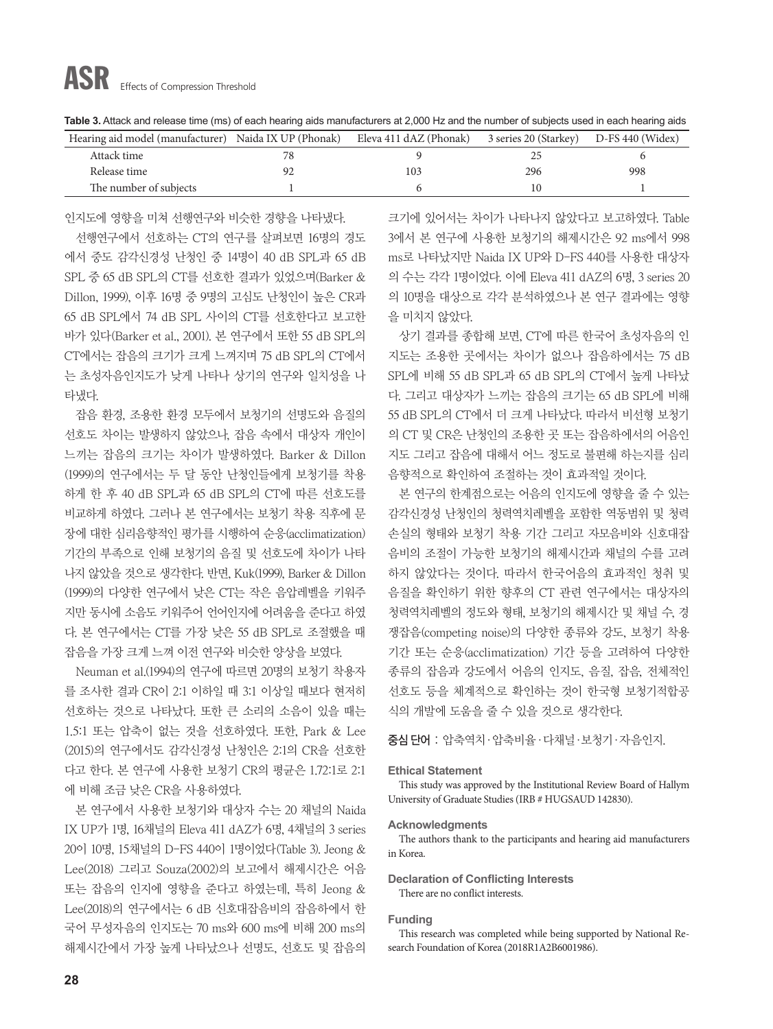**Table 3.** Attack and release time (ms) of each hearing aids manufacturers at 2,000 Hz and the number of subjects used in each hearing aids

| Hearing aid model (manufacturer) | Naida IX UP (Phonak) | Eleva 411 dAZ (Phonak) | 3 series 20 (Starkey) | D-FS 440 (Widex) |
|---|---|---|---|---|
| Attack time | 78 | 9 | 25 | 6 |
| Release time | 92 | 103 | 296 | 998 |
| The number of subjects | 1 | 6 | 10 | 1 |

인지도에 영향을 미쳐 선행연구와 비슷한 경향을 나타냈다.

선행연구에서 선호하는 CT의 연구를 살펴보면 16명의 경도에서 중도 감각신경성 난청인 중 14명이 40 dB SPL과 65 dB SPL 중 65 dB SPL의 CT를 선호한 결과가 있었으며(Barker & Dillon, 1999), 이후 16명 중 9명의 고심도 난청인이 높은 CR과 65 dB SPL에서 74 dB SPL 사이의 CT를 선호한다고 보고한 바가 있다(Barker et al., 2001). 본 연구에서 또한 55 dB SPL의 CT에서는 잡음의 크기가 크게 느껴지며 75 dB SPL의 CT에서는 초성자음인지도가 낮게 나타나 상기의 연구와 일치성을 나타냈다.

잡음 환경, 조용한 환경 모두에서 보청기의 선명도와 음질의 선호도 차이는 발생하지 않았으나, 잡음 속에서 대상자 개인이 느끼는 잡음의 크기는 차이가 발생하였다. Barker & Dillon (1999)의 연구에서는 두 달 동안 난청인들에게 보청기를 착용하게 한 후 40 dB SPL과 65 dB SPL의 CT에 따른 선호도를 비교하게 하였다. 그러나 본 연구에서는 보청기 착용 직후에 문장에 대한 심리음향적인 평가를 시행하여 순응(acclimatization) 기간의 부족으로 인해 보청기의 음질 및 선호도에 차이가 나타나지 않았을 것으로 생각한다. 반면, Kuk(1999), Barker & Dillon (1999)의 다양한 연구에서 낮은 CT는 작은 음압레벨을 키워주지만 동시에 소음도 키워주어 언어인지에 어려움을 준다고 하였다. 본 연구에서는 CT를 가장 낮은 55 dB SPL로 조절했을 때 잡음을 가장 크게 느껴 이전 연구와 비슷한 양상을 보였다.

Neuman et al.(1994)의 연구에 따르면 20명의 보청기 착용자를 조사한 결과 CR이 2:1 이하일 때 3:1 이상일 때보다 현저히 선호하는 것으로 나타났다. 또한 큰 소리의 소음이 있을 때는 1.5:1 또는 압축이 없는 것을 선호하였다. 또한, Park & Lee (2015)의 연구에서도 감각신경성 난청인은 2:1의 CR을 선호한다고 한다. 본 연구에 사용한 보청기 CR의 평균은 1.72:1로 2:1에 비해 조금 낮은 CR을 사용하였다.

본 연구에서 사용한 보청기와 대상자 수는 20 채널의 Naida IX UP가 1명, 16채널의 Eleva 411 dAZ가 6명, 4채널의 3 series 20이 10명, 15채널의 D-FS 440이 1명이었다(Table 3). Jeong & Lee(2018) 그리고 Souza(2002)의 보고에서 해제시간은 어음 또는 잡음의 인지에 영향을 준다고 하였는데, 특히 Jeong & Lee(2018)의 연구에서는 6 dB 신호대잡음비의 잡음하에서 한국어 무성자음의 인지도는 70 ms와 600 ms에 비해 200 ms의 해제시간에서 가장 높게 나타났으나 선명도, 선호도 및 잡음의 크기에 있어서는 차이가 나타나지 않았다고 보고하였다. Table 3에서 본 연구에 사용한 보청기의 해제시간은 92 ms에서 998 ms로 나타났지만 Naida IX UP와 D-FS 440를 사용한 대상자의 수는 각각 1명이었다. 이에 Eleva 411 dAZ의 6명, 3 series 20의 10명을 대상으로 각각 분석하였으나 본 연구 결과에는 영향을 미치지 않았다.

상기 결과를 종합해 보면, CT에 따른 한국어 초성자음의 인지도는 조용한 곳에서는 차이가 없으나 잡음하에서는 75 dB SPL에 비해 55 dB SPL과 65 dB SPL의 CT에서 높게 나타났다. 그리고 대상자가 느끼는 잡음의 크기는 65 dB SPL에 비해 55 dB SPL의 CT에서 더 크게 나타났다. 따라서 비선형 보청기의 CT 및 CR은 난청인의 조용한 곳 또는 잡음하에서의 어음인지도 그리고 잡음에 대해서 어느 정도로 불편해 하는지를 심리음향적으로 확인하여 조절하는 것이 효과적일 것이다.

본 연구의 한계점으로는 어음의 인지도에 영향을 줄 수 있는 감각신경성 난청인의 청력역치레벨을 포함한 역동범위 및 청력손실의 형태와 보청기 착용 기간 그리고 자모음비와 신호대잡음비의 조절이 가능한 보청기의 해제시간과 채널의 수를 고려하지 않았다는 것이다. 따라서 한국어음의 효과적인 청취 및 음질을 확인하기 위한 향후의 CT 관련 연구에서는 대상자의 청력역치레벨의 정도와 형태, 보청기의 해제시간 및 채널 수, 경쟁잡음(competing noise)의 다양한 종류와 강도, 보청기 착용 기간 또는 순응(acclimatization) 기간 등을 고려하여 다양한 종류의 잡음과 강도에서 어음의 인지도, 음질, 잡음, 전체적인 선호도 등을 체계적으로 확인하는 것이 한국형 보청기적합공식의 개발에 도움을 줄 수 있을 것으로 생각한다.

**중심 단어** : 압축역치·압축비율·다채널·보청기·자음인지.

#### Ethical Statement

This study was approved by the Institutional Review Board of Hallym University of Graduate Studies (IRB # HUGSAUD 142830).

#### Acknowledgments

The authors thank to the participants and hearing aid manufacturers in Korea.

#### Declaration of Conflicting Interests

There are no conflict interests.

#### Funding

This research was completed while being supported by National Research Foundation of Korea (2018R1A2B6001986).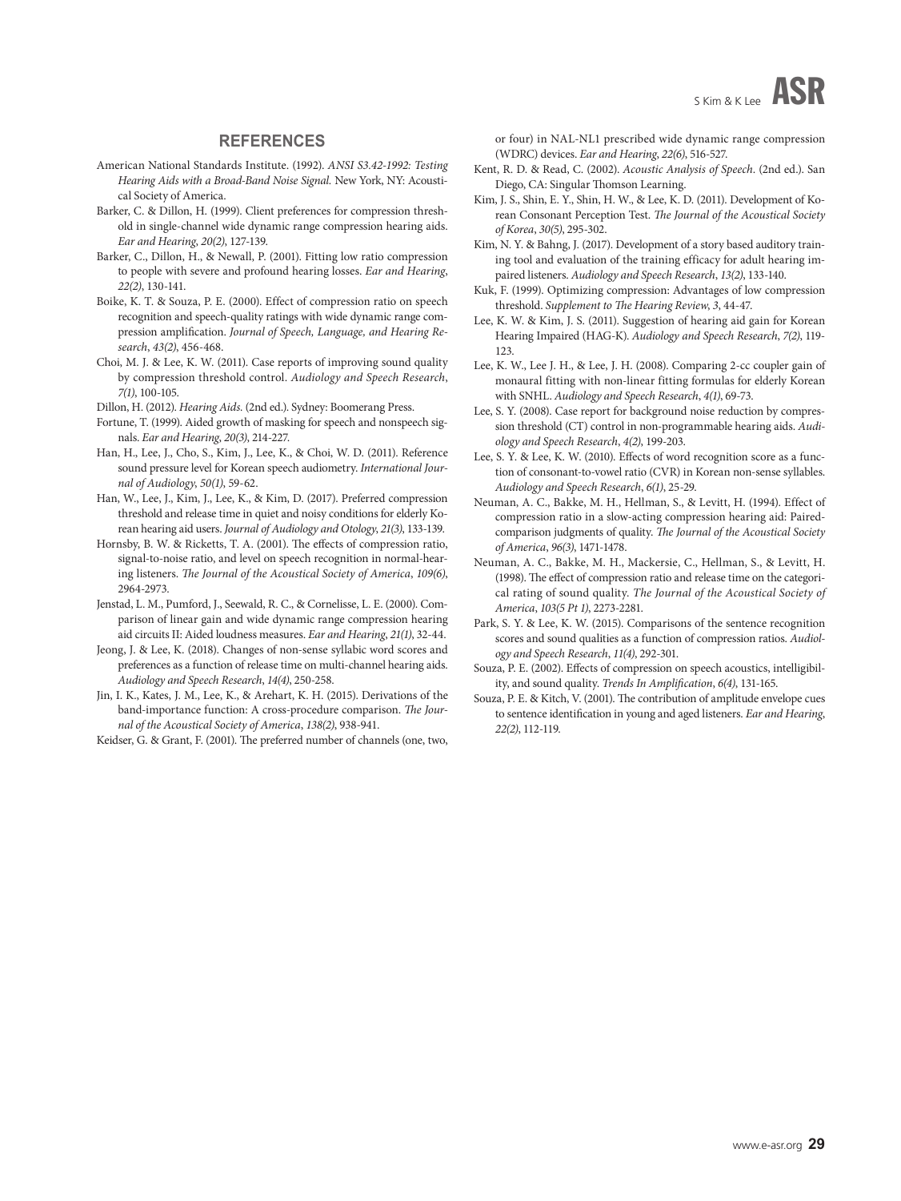## REFERENCES

American National Standards Institute. (1992). *ANSI S3.42-1992: Testing Hearing Aids with a Broad-Band Noise Signal.* New York, NY: Acoustical Society of America.

Barker, C. & Dillon, H. (1999). Client preferences for compression threshold in single-channel wide dynamic range compression hearing aids. *Ear and Hearing*, *20(2)*, 127-139.

Barker, C., Dillon, H., & Newall, P. (2001). Fitting low ratio compression to people with severe and profound hearing losses. *Ear and Hearing*, *22(2)*, 130-141.

Boike, K. T. & Souza, P. E. (2000). Effect of compression ratio on speech recognition and speech-quality ratings with wide dynamic range compression amplification. *Journal of Speech, Language, and Hearing Research*, *43(2)*, 456-468.

Choi, M. J. & Lee, K. W. (2011). Case reports of improving sound quality by compression threshold control. *Audiology and Speech Research*, *7(1)*, 100-105.

Dillon, H. (2012). *Hearing Aids.* (2nd ed.). Sydney: Boomerang Press.

Fortune, T. (1999). Aided growth of masking for speech and nonspeech signals. *Ear and Hearing*, *20(3)*, 214-227.

Han, H., Lee, J., Cho, S., Kim, J., Lee, K., & Choi, W. D. (2011). Reference sound pressure level for Korean speech audiometry. *International Journal of Audiology*, *50(1)*, 59-62.

Han, W., Lee, J., Kim, J., Lee, K., & Kim, D. (2017). Preferred compression threshold and release time in quiet and noisy conditions for elderly Korean hearing aid users. *Journal of Audiology and Otology*, *21(3)*, 133-139.

Hornsby, B. W. & Ricketts, T. A. (2001). The effects of compression ratio, signal-to-noise ratio, and level on speech recognition in normal-hearing listeners. *The Journal of the Acoustical Society of America*, *109(6)*, 2964-2973.

Jenstad, L. M., Pumford, J., Seewald, R. C., & Cornelisse, L. E. (2000). Comparison of linear gain and wide dynamic range compression hearing aid circuits II: Aided loudness measures. *Ear and Hearing*, *21(1)*, 32-44.

Jeong, J. & Lee, K. (2018). Changes of non-sense syllabic word scores and preferences as a function of release time on multi-channel hearing aids. *Audiology and Speech Research*, *14(4)*, 250-258.

Jin, I. K., Kates, J. M., Lee, K., & Arehart, K. H. (2015). Derivations of the band-importance function: A cross-procedure comparison. *The Journal of the Acoustical Society of America*, *138(2)*, 938-941.

Keidser, G. & Grant, F. (2001). The preferred number of channels (one, two, or four) in NAL-NL1 prescribed wide dynamic range compression (WDRC) devices. *Ear and Hearing*, *22(6)*, 516-527.

Kent, R. D. & Read, C. (2002). *Acoustic Analysis of Speech*. (2nd ed.). San Diego, CA: Singular Thomson Learning.

Kim, J. S., Shin, E. Y., Shin, H. W., & Lee, K. D. (2011). Development of Korean Consonant Perception Test. *The Journal of the Acoustical Society of Korea*, *30(5)*, 295-302.

Kim, N. Y. & Bahng, J. (2017). Development of a story based auditory training tool and evaluation of the training efficacy for adult hearing impaired listeners. *Audiology and Speech Research*, *13(2)*, 133-140.

Kuk, F. (1999). Optimizing compression: Advantages of low compression threshold. *Supplement to The Hearing Review*, *3*, 44-47.

Lee, K. W. & Kim, J. S. (2011). Suggestion of hearing aid gain for Korean Hearing Impaired (HAG-K). *Audiology and Speech Research*, *7(2)*, 119-123.

Lee, K. W., Lee J. H., & Lee, J. H. (2008). Comparing 2-cc coupler gain of monaural fitting with non-linear fitting formulas for elderly Korean with SNHL. *Audiology and Speech Research*, *4(1)*, 69-73.

Lee, S. Y. (2008). Case report for background noise reduction by compression threshold (CT) control in non-programmable hearing aids. *Audiology and Speech Research*, *4(2)*, 199-203.

Lee, S. Y. & Lee, K. W. (2010). Effects of word recognition score as a function of consonant-to-vowel ratio (CVR) in Korean non-sense syllables. *Audiology and Speech Research*, *6(1)*, 25-29.

Neuman, A. C., Bakke, M. H., Hellman, S., & Levitt, H. (1994). Effect of compression ratio in a slow-acting compression hearing aid: Paired-comparison judgments of quality. *The Journal of the Acoustical Society of America*, *96(3)*, 1471-1478.

Neuman, A. C., Bakke, M. H., Mackersie, C., Hellman, S., & Levitt, H. (1998). The effect of compression ratio and release time on the categorical rating of sound quality. *The Journal of the Acoustical Society of America*, *103(5 Pt 1)*, 2273-2281.

Park, S. Y. & Lee, K. W. (2015). Comparisons of the sentence recognition scores and sound qualities as a function of compression ratios. *Audiology and Speech Research*, *11(4)*, 292-301.

Souza, P. E. (2002). Effects of compression on speech acoustics, intelligibility, and sound quality. *Trends In Amplification*, *6(4)*, 131-165.

Souza, P. E. & Kitch, V. (2001). The contribution of amplitude envelope cues to sentence identification in young and aged listeners. *Ear and Hearing*, *22(2)*, 112-119.